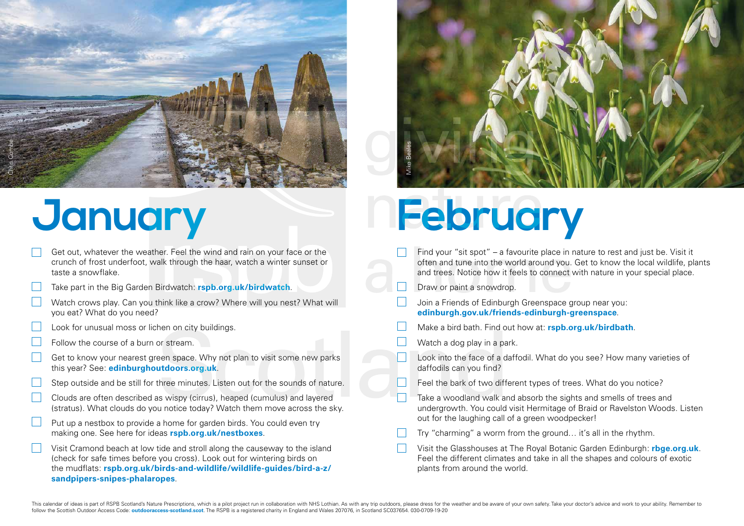# January

- [ ] Get out, whatever the weather. Feel the wind and rain on your face or the crunch of frost underfoot, walk through the haar, watch a winter sunset or taste a snowflake.
- [ ] Take part in the Big Garden Birdwatch: **rspb.org.uk/birdwatch**.
- [ ] Watch crows play. Can you think like a crow? Where will you nest? What will you eat? What do you need?
- [ ] Look for unusual moss or lichen on city buildings.
- [ ] Follow the course of a burn or stream.
- [ ] Get to know your nearest green space. Why not plan to visit some new parks this year? See: **edinburghoutdoors.org.uk**.
- [ ] Step outside and be still for three minutes. Listen out for the sounds of nature.
- [ ] Clouds are often described as wispy (cirrus), heaped (cumulus) and layered (stratus). What clouds do you notice today? Watch them move across the sky.
- [ ] Put up a nestbox to provide a home for garden birds. You could even try making one. See here for ideas **rspb.org.uk/nestboxes**.
- [ ] Visit Cramond beach at low tide and stroll along the causeway to the island (check for safe times before you cross). Look out for wintering birds on the mudflats: **rspb.org.uk/birds-and-wildlife/wildlife-guides/bird-a-z/sandpipers-snipes-phalaropes**.

# February

- [ ] Find your "sit spot" – a favourite place in nature to rest and just be. Visit it often and tune into the world around you. Get to know the local wildlife, plants and trees. Notice how it feels to connect with nature in your special place.
- [ ] Draw or paint a snowdrop.
- [ ] Join a Friends of Edinburgh Greenspace group near you: **edinburgh.gov.uk/friends-edinburgh-greenspace**.
- [ ] Make a bird bath. Find out how at: **rspb.org.uk/birdbath**.
- [ ] Watch a dog play in a park.
- [ ] Look into the face of a daffodil. What do you see? How many varieties of daffodils can you find?
- [ ] Feel the bark of two different types of trees. What do you notice?
- [ ] Take a woodland walk and absorb the sights and smells of trees and undergrowth. You could visit Hermitage of Braid or Ravelston Woods. Listen out for the laughing call of a green woodpecker!
- [ ] Try "charming" a worm from the ground… it's all in the rhythm.
- [ ] Visit the Glasshouses at The Royal Botanic Garden Edinburgh: **rbge.org.uk**. Feel the different climates and take in all the shapes and colours of exotic plants from around the world.

This calendar of ideas is part of RSPB Scotland's Nature Prescriptions, which is a pilot project run in collaboration with NHS Lothian. As with any trip outdoors, please dress for the weather and be aware of your own safety. Take your doctor's advice and work to your ability. Remember to follow the Scottish Outdoor Access Code: **outdooraccess-scotland.scot**. The RSPB is a registered charity in England and Wales 207076, in Scotland SC037654. 030-0709-19-20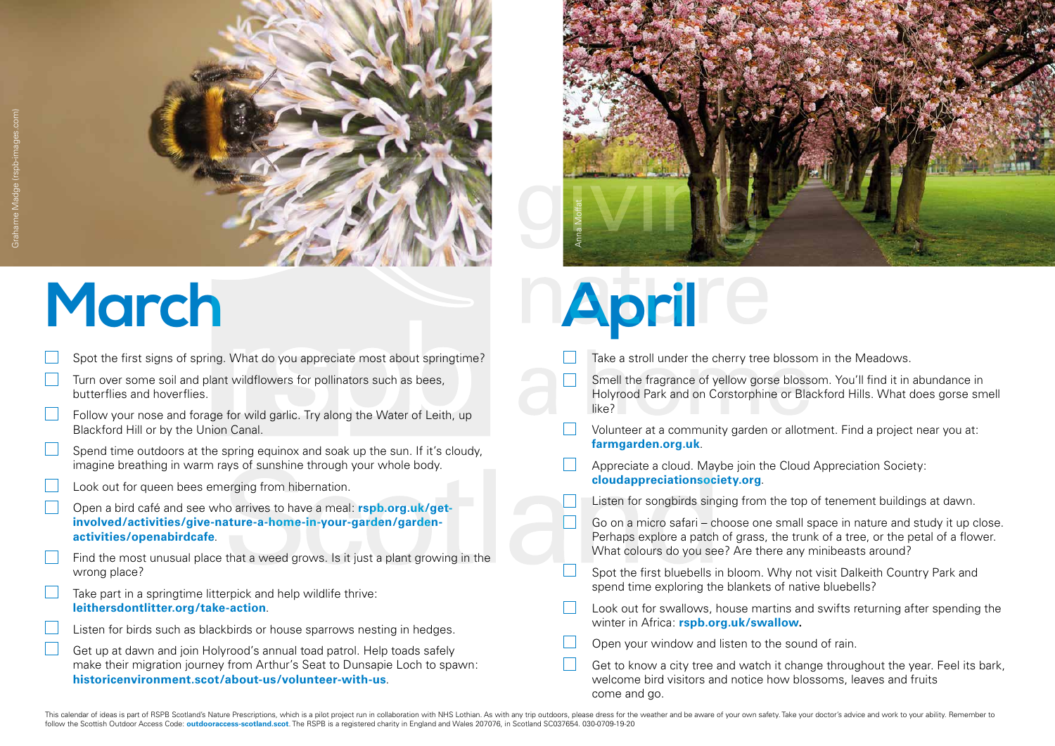# March

- [ ] Spot the first signs of spring. What do you appreciate most about springtime?
- [ ] Turn over some soil and plant wildflowers for pollinators such as bees, butterflies and hoverflies.
- [ ] Follow your nose and forage for wild garlic. Try along the Water of Leith, up Blackford Hill or by the Union Canal.
- [ ] Spend time outdoors at the spring equinox and soak up the sun. If it's cloudy, imagine breathing in warm rays of sunshine through your whole body.
- [ ] Look out for queen bees emerging from hibernation.
- [ ] Open a bird café and see who arrives to have a meal: **rspb.org.uk/get-involved/activities/give-nature-a-home-in-your-garden/garden-activities/openabirdcafe**.
- [ ] Find the most unusual place that a weed grows. Is it just a plant growing in the wrong place?
- [ ] Take part in a springtime litterpick and help wildlife thrive: **leithersdontlitter.org/take-action**.
- [ ] Listen for birds such as blackbirds or house sparrows nesting in hedges.
- [ ] Get up at dawn and join Holyrood's annual toad patrol. Help toads safely make their migration journey from Arthur's Seat to Dunsapie Loch to spawn: **historicenvironment.scot/about-us/volunteer-with-us**.

# April

- [ ] Take a stroll under the cherry tree blossom in the Meadows.
- [ ] Smell the fragrance of yellow gorse blossom. You'll find it in abundance in Holyrood Park and on Corstorphine or Blackford Hills. What does gorse smell like?
- [ ] Volunteer at a community garden or allotment. Find a project near you at: **farmgarden.org.uk**.
- [ ] Appreciate a cloud. Maybe join the Cloud Appreciation Society: **cloudappreciationsociety.org**.
- [ ] Listen for songbirds singing from the top of tenement buildings at dawn.
- [ ] Go on a micro safari – choose one small space in nature and study it up close. Perhaps explore a patch of grass, the trunk of a tree, or the petal of a flower. What colours do you see? Are there any minibeasts around?
- [ ] Spot the first bluebells in bloom. Why not visit Dalkeith Country Park and spend time exploring the blankets of native bluebells?
- [ ] Look out for swallows, house martins and swifts returning after spending the winter in Africa: **rspb.org.uk/swallow.**
- [ ] Open your window and listen to the sound of rain.
- [ ] Get to know a city tree and watch it change throughout the year. Feel its bark, welcome bird visitors and notice how blossoms, leaves and fruits come and go.

This calendar of ideas is part of RSPB Scotland's Nature Prescriptions, which is a pilot project run in collaboration with NHS Lothian. As with any trip outdoors, please dress for the weather and be aware of your own safety. Take your doctor's advice and work to your ability. Remember to follow the Scottish Outdoor Access Code: **outdooraccess-scotland.scot**. The RSPB is a registered charity in England and Wales 207076, in Scotland SC037654. 030-0709-19-20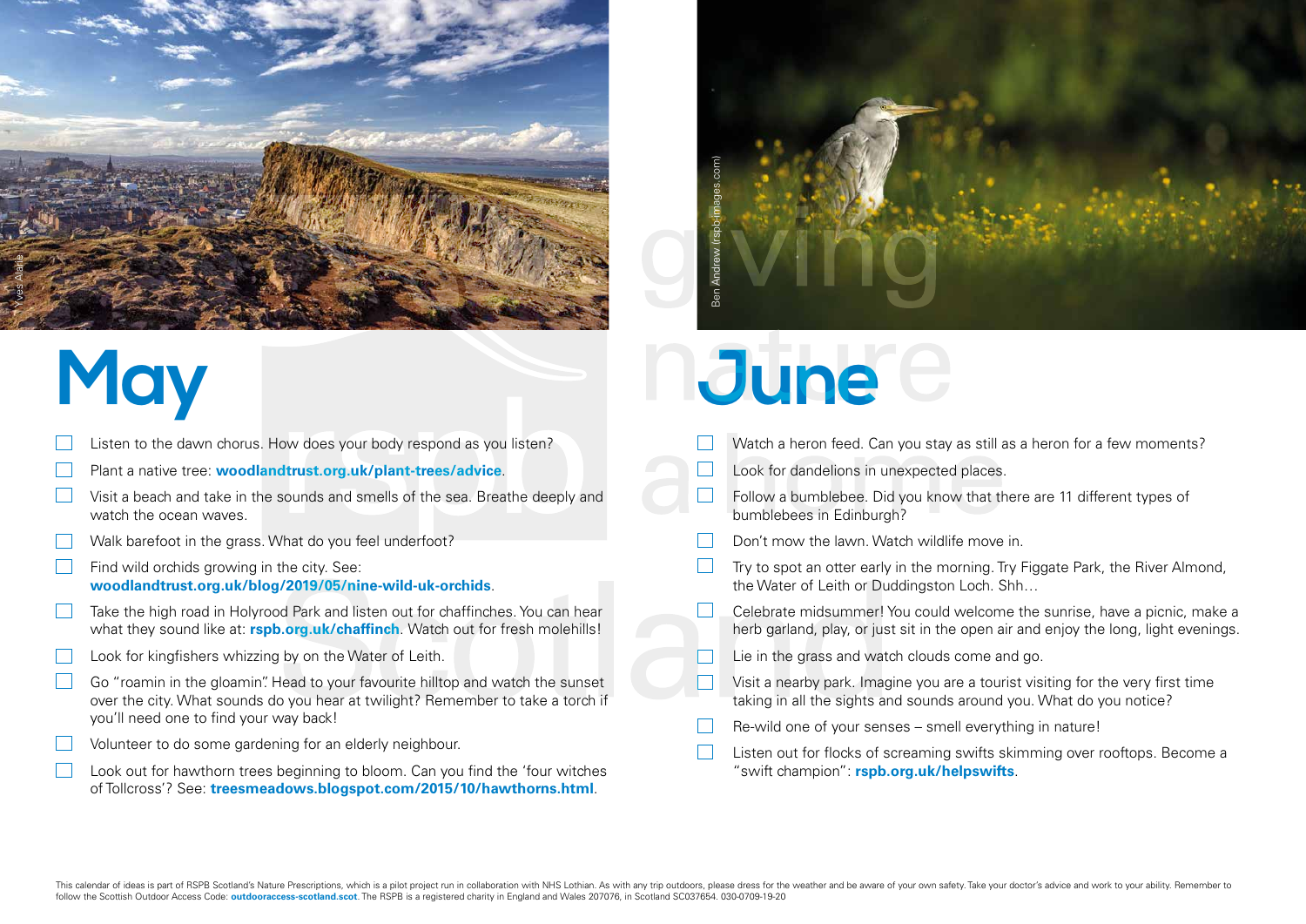# May

- [ ] Listen to the dawn chorus. How does your body respond as you listen?
- [ ] Plant a native tree: **woodlandtrust.org.uk/plant-trees/advice**.
- [ ] Visit a beach and take in the sounds and smells of the sea. Breathe deeply and watch the ocean waves.
- [ ] Walk barefoot in the grass. What do you feel underfoot?
- [ ] Find wild orchids growing in the city. See: **woodlandtrust.org.uk/blog/2019/05/nine-wild-uk-orchids**.
- [ ] Take the high road in Holyrood Park and listen out for chaffinches. You can hear what they sound like at: **rspb.org.uk/chaffinch**. Watch out for fresh molehills!
- [ ] Look for kingfishers whizzing by on the Water of Leith.
- [ ] Go "roamin in the gloamin". Head to your favourite hilltop and watch the sunset over the city. What sounds do you hear at twilight? Remember to take a torch if you'll need one to find your way back!
- [ ] Volunteer to do some gardening for an elderly neighbour.
- [ ] Look out for hawthorn trees beginning to bloom. Can you find the 'four witches of Tollcross'? See: **treesmeadows.blogspot.com/2015/10/hawthorns.html**.

# June

- [ ] Watch a heron feed. Can you stay as still as a heron for a few moments?
- [ ] Look for dandelions in unexpected places.
- [ ] Follow a bumblebee. Did you know that there are 11 different types of bumblebees in Edinburgh?
- [ ] Don't mow the lawn. Watch wildlife move in.
- [ ] Try to spot an otter early in the morning. Try Figgate Park, the River Almond, the Water of Leith or Duddingston Loch. Shh…
- [ ] Celebrate midsummer! You could welcome the sunrise, have a picnic, make a herb garland, play, or just sit in the open air and enjoy the long, light evenings.
- [ ] Lie in the grass and watch clouds come and go.
- [ ] Visit a nearby park. Imagine you are a tourist visiting for the very first time taking in all the sights and sounds around you. What do you notice?
- [ ] Re-wild one of your senses – smell everything in nature!
- [ ] Listen out for flocks of screaming swifts skimming over rooftops. Become a "swift champion": **rspb.org.uk/helpswifts**.

This calendar of ideas is part of RSPB Scotland's Nature Prescriptions, which is a pilot project run in collaboration with NHS Lothian. As with any trip outdoors, please dress for the weather and be aware of your own safety. Take your doctor's advice and work to your ability. Remember to follow the Scottish Outdoor Access Code: **outdooraccess-scotland.scot**. The RSPB is a registered charity in England and Wales 207076, in Scotland SC037654. 030-0709-19-20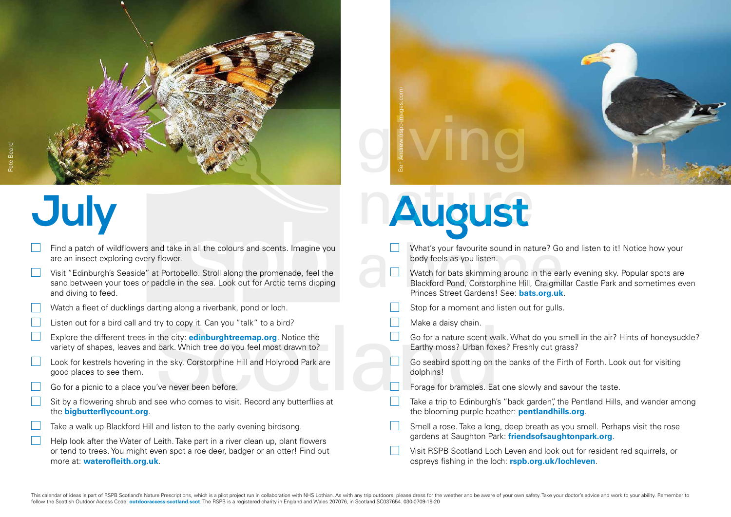# July

- Find a patch of wildflowers and take in all the colours and scents. Imagine you are an insect exploring every flower.
- Visit "Edinburgh's Seaside" at Portobello. Stroll along the promenade, feel the sand between your toes or paddle in the sea. Look out for Arctic terns dipping and diving to feed.
- Watch a fleet of ducklings darting along a riverbank, pond or loch.
- Listen out for a bird call and try to copy it. Can you "talk" to a bird?
- Explore the different trees in the city: **edinburghtreemap.org**. Notice the variety of shapes, leaves and bark. Which tree do you feel most drawn to?
- Look for kestrels hovering in the sky. Corstorphine Hill and Holyrood Park are good places to see them.
- Go for a picnic to a place you've never been before.
- Sit by a flowering shrub and see who comes to visit. Record any butterflies at the **bigbutterflycount.org**.
- Take a walk up Blackford Hill and listen to the early evening birdsong.
- Help look after the Water of Leith. Take part in a river clean up, plant flowers or tend to trees. You might even spot a roe deer, badger or an otter! Find out more at: **waterofleith.org.uk**.

# August

- What's your favourite sound in nature? Go and listen to it! Notice how your body feels as you listen.
- Watch for bats skimming around in the early evening sky. Popular spots are Blackford Pond, Corstorphine Hill, Craigmillar Castle Park and sometimes even Princes Street Gardens! See: **bats.org.uk**.
- Stop for a moment and listen out for gulls.
- Make a daisy chain.
- Go for a nature scent walk. What do you smell in the air? Hints of honeysuckle? Earthy moss? Urban foxes? Freshly cut grass?
- Go seabird spotting on the banks of the Firth of Forth. Look out for visiting dolphins!
- Forage for brambles. Eat one slowly and savour the taste.
- Take a trip to Edinburgh's "back garden", the Pentland Hills, and wander among the blooming purple heather: **pentlandhills.org**.
- Smell a rose. Take a long, deep breath as you smell. Perhaps visit the rose gardens at Saughton Park: **friendsofsaughtonpark.org**.
- Visit RSPB Scotland Loch Leven and look out for resident red squirrels, or ospreys fishing in the loch: **rspb.org.uk/lochleven**.

This calendar of ideas is part of RSPB Scotland's Nature Prescriptions, which is a pilot project run in collaboration with NHS Lothian. As with any trip outdoors, please dress for the weather and be aware of your own safety. Take your doctor's advice and work to your ability. Remember to follow the Scottish Outdoor Access Code: **outdooraccess-scotland.scot**. The RSPB is a registered charity in England and Wales 207076, in Scotland SC037654. 030-0709-19-20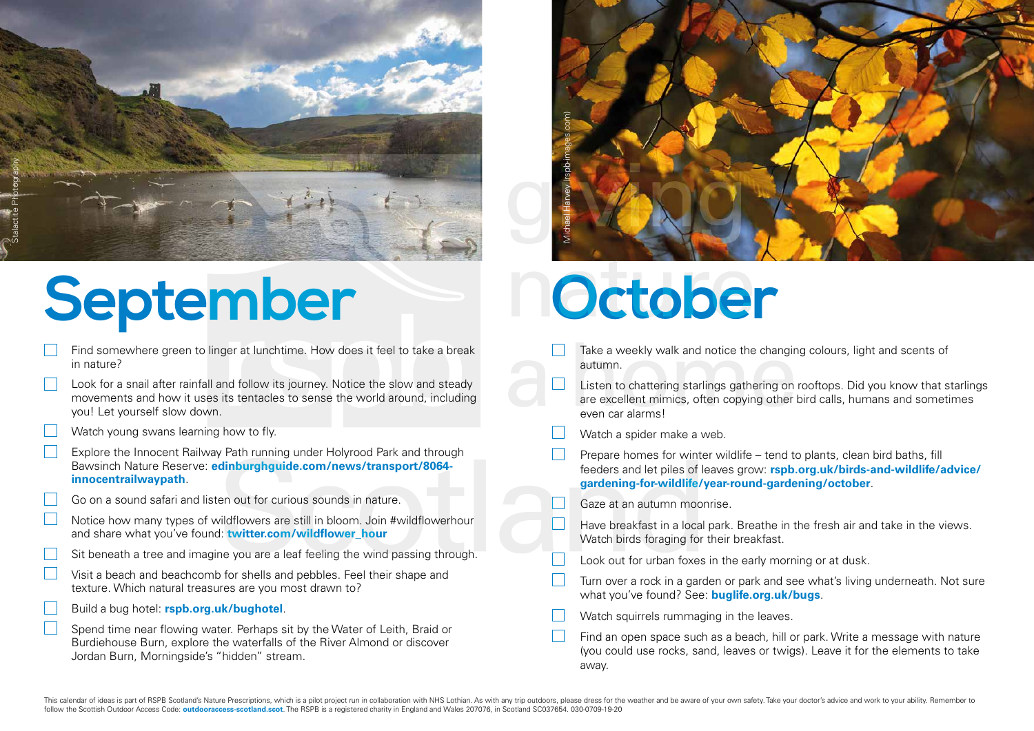# September

- [ ] Find somewhere green to linger at lunchtime. How does it feel to take a break in nature?
- [ ] Look for a snail after rainfall and follow its journey. Notice the slow and steady movements and how it uses its tentacles to sense the world around, including you! Let yourself slow down.
- [ ] Watch young swans learning how to fly.
- [ ] Explore the Innocent Railway Path running under Holyrood Park and through Bawsinch Nature Reserve: **edinburghguide.com/news/transport/8064-innocentrailwaypath**.
- [ ] Go on a sound safari and listen out for curious sounds in nature.
- [ ] Notice how many types of wildflowers are still in bloom. Join #wildflowerhour and share what you've found: **twitter.com/wildflower_hour**
- [ ] Sit beneath a tree and imagine you are a leaf feeling the wind passing through.
- [ ] Visit a beach and beachcomb for shells and pebbles. Feel their shape and texture. Which natural treasures are you most drawn to?
- [ ] Build a bug hotel: **rspb.org.uk/bughotel**.
- [ ] Spend time near flowing water. Perhaps sit by the Water of Leith, Braid or Burdiehouse Burn, explore the waterfalls of the River Almond or discover Jordan Burn, Morningside's "hidden" stream.

# October

- [ ] Take a weekly walk and notice the changing colours, light and scents of autumn.
- [ ] Listen to chattering starlings gathering on rooftops. Did you know that starlings are excellent mimics, often copying other bird calls, humans and sometimes even car alarms!
- [ ] Watch a spider make a web.
- [ ] Prepare homes for winter wildlife – tend to plants, clean bird baths, fill feeders and let piles of leaves grow: **rspb.org.uk/birds-and-wildlife/advice/gardening-for-wildlife/year-round-gardening/october**.
- [ ] Gaze at an autumn moonrise.
- [ ] Have breakfast in a local park. Breathe in the fresh air and take in the views. Watch birds foraging for their breakfast.
- [ ] Look out for urban foxes in the early morning or at dusk.
- [ ] Turn over a rock in a garden or park and see what's living underneath. Not sure what you've found? See: **buglife.org.uk/bugs**.
- [ ] Watch squirrels rummaging in the leaves.
- [ ] Find an open space such as a beach, hill or park. Write a message with nature (you could use rocks, sand, leaves or twigs). Leave it for the elements to take away.

This calendar of ideas is part of RSPB Scotland's Nature Prescriptions, which is a pilot project run in collaboration with NHS Lothian. As with any trip outdoors, please dress for the weather and be aware of your own safety. Take your doctor's advice and work to your ability. Remember to follow the Scottish Outdoor Access Code: **outdooraccess-scotland.scot**. The RSPB is a registered charity in England and Wales 207076, in Scotland SC037654. 030-0709-19-20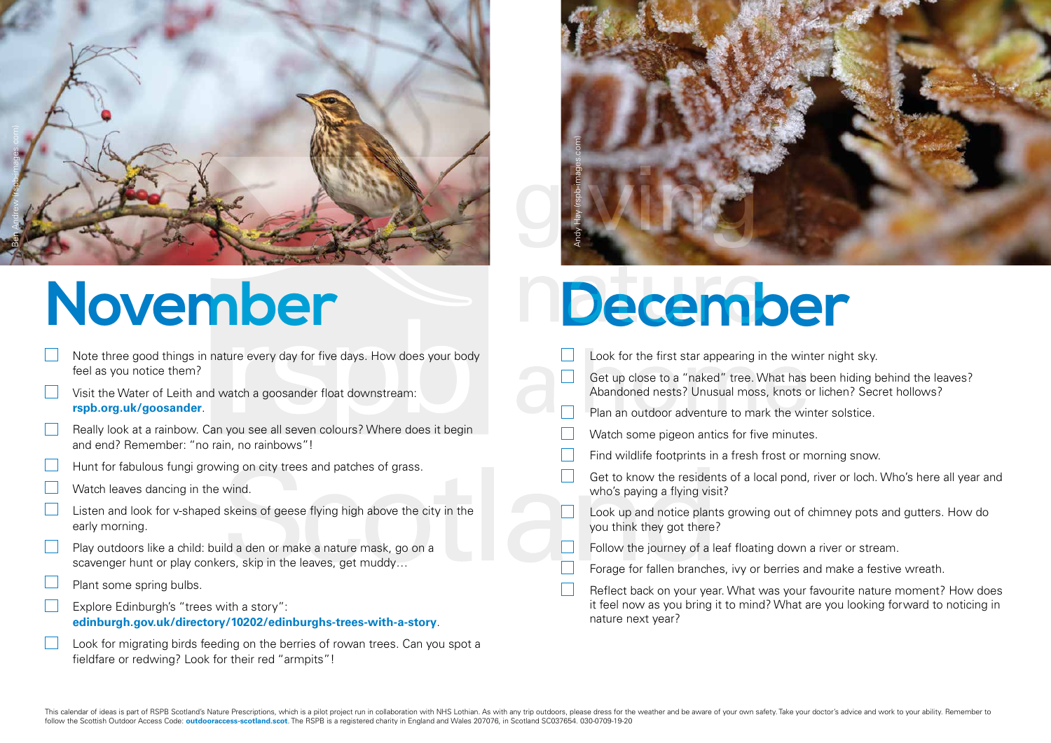# November

- Note three good things in nature every day for five days. How does your body feel as you notice them?
- Visit the Water of Leith and watch a goosander float downstream: **rspb.org.uk/goosander**.
- Really look at a rainbow. Can you see all seven colours? Where does it begin and end? Remember: "no rain, no rainbows"!
- Hunt for fabulous fungi growing on city trees and patches of grass.
- Watch leaves dancing in the wind.
- Listen and look for v-shaped skeins of geese flying high above the city in the early morning.
- Play outdoors like a child: build a den or make a nature mask, go on a scavenger hunt or play conkers, skip in the leaves, get muddy…
- Plant some spring bulbs.
- Explore Edinburgh's "trees with a story": **edinburgh.gov.uk/directory/10202/edinburghs-trees-with-a-story**.
- Look for migrating birds feeding on the berries of rowan trees. Can you spot a fieldfare or redwing? Look for their red "armpits"!

# December

- Look for the first star appearing in the winter night sky.
- Get up close to a "naked" tree. What has been hiding behind the leaves? Abandoned nests? Unusual moss, knots or lichen? Secret hollows?
- Plan an outdoor adventure to mark the winter solstice.
- Watch some pigeon antics for five minutes.
- Find wildlife footprints in a fresh frost or morning snow.
- Get to know the residents of a local pond, river or loch. Who's here all year and who's paying a flying visit?
- Look up and notice plants growing out of chimney pots and gutters. How do you think they got there?
- Follow the journey of a leaf floating down a river or stream.
- Forage for fallen branches, ivy or berries and make a festive wreath.
- Reflect back on your year. What was your favourite nature moment? How does it feel now as you bring it to mind? What are you looking forward to noticing in nature next year?

This calendar of ideas is part of RSPB Scotland's Nature Prescriptions, which is a pilot project run in collaboration with NHS Lothian. As with any trip outdoors, please dress for the weather and be aware of your own safety. Take your doctor's advice and work to your ability. Remember to follow the Scottish Outdoor Access Code: **outdooraccess-scotland.scot**. The RSPB is a registered charity in England and Wales 207076, in Scotland SC037654. 030-0709-19-20